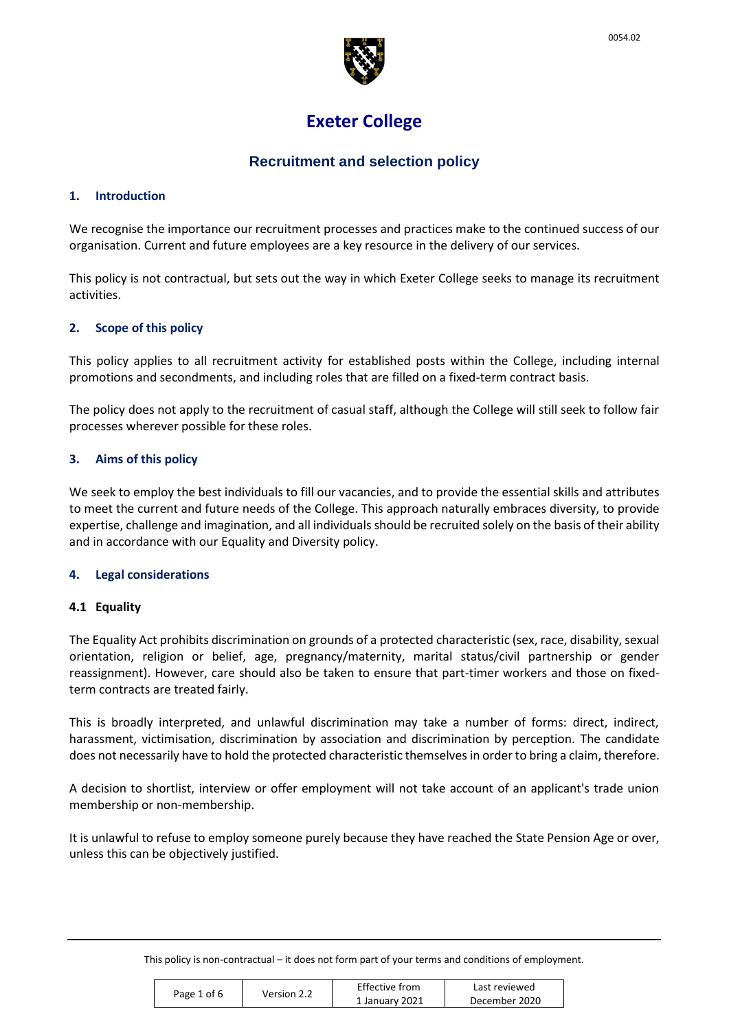# Exeter College

## Recruitment and selection policy

### 1. Introduction

We recognise the importance our recruitment processes and practices make to the continued success of our organisation. Current and future employees are a key resource in the delivery of our services.

This policy is not contractual, but sets out the way in which Exeter College seeks to manage its recruitment activities.

### 2. Scope of this policy

This policy applies to all recruitment activity for established posts within the College, including internal promotions and secondments, and including roles that are filled on a fixed-term contract basis.

The policy does not apply to the recruitment of casual staff, although the College will still seek to follow fair processes wherever possible for these roles.

### 3. Aims of this policy

We seek to employ the best individuals to fill our vacancies, and to provide the essential skills and attributes to meet the current and future needs of the College. This approach naturally embraces diversity, to provide expertise, challenge and imagination, and all individuals should be recruited solely on the basis of their ability and in accordance with our Equality and Diversity policy.

### 4. Legal considerations

#### 4.1 Equality

The Equality Act prohibits discrimination on grounds of a protected characteristic (sex, race, disability, sexual orientation, religion or belief, age, pregnancy/maternity, marital status/civil partnership or gender reassignment). However, care should also be taken to ensure that part-timer workers and those on fixed-term contracts are treated fairly.

This is broadly interpreted, and unlawful discrimination may take a number of forms: direct, indirect, harassment, victimisation, discrimination by association and discrimination by perception. The candidate does not necessarily have to hold the protected characteristic themselves in order to bring a claim, therefore.

A decision to shortlist, interview or offer employment will not take account of an applicant's trade union membership or non-membership.

It is unlawful to refuse to employ someone purely because they have reached the State Pension Age or over, unless this can be objectively justified.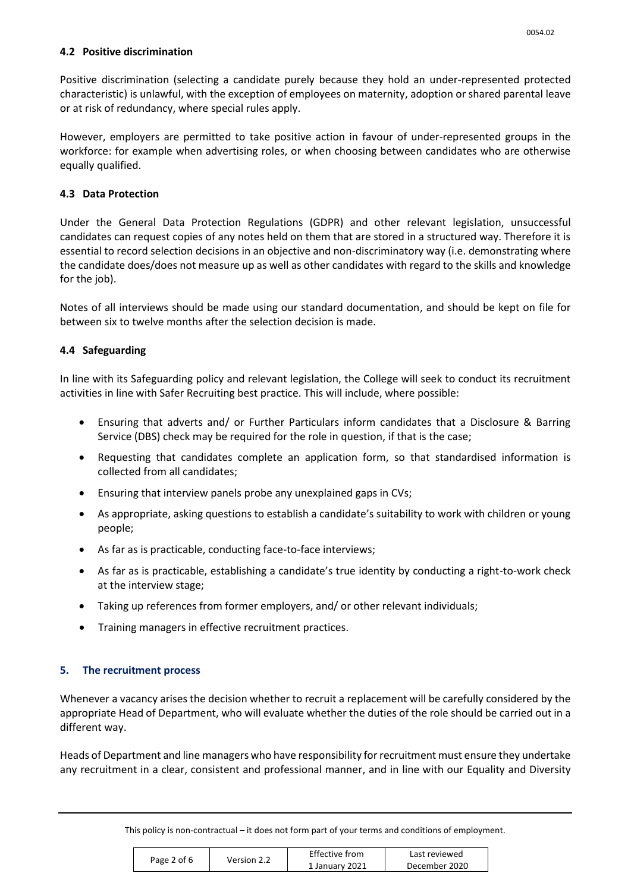### 4.2 Positive discrimination

Positive discrimination (selecting a candidate purely because they hold an under-represented protected characteristic) is unlawful, with the exception of employees on maternity, adoption or shared parental leave or at risk of redundancy, where special rules apply.

However, employers are permitted to take positive action in favour of under-represented groups in the workforce: for example when advertising roles, or when choosing between candidates who are otherwise equally qualified.

### 4.3 Data Protection

Under the General Data Protection Regulations (GDPR) and other relevant legislation, unsuccessful candidates can request copies of any notes held on them that are stored in a structured way. Therefore it is essential to record selection decisions in an objective and non-discriminatory way (i.e. demonstrating where the candidate does/does not measure up as well as other candidates with regard to the skills and knowledge for the job).

Notes of all interviews should be made using our standard documentation, and should be kept on file for between six to twelve months after the selection decision is made.

### 4.4 Safeguarding

In line with its Safeguarding policy and relevant legislation, the College will seek to conduct its recruitment activities in line with Safer Recruiting best practice. This will include, where possible:

- Ensuring that adverts and/ or Further Particulars inform candidates that a Disclosure & Barring Service (DBS) check may be required for the role in question, if that is the case;
- Requesting that candidates complete an application form, so that standardised information is collected from all candidates;
- Ensuring that interview panels probe any unexplained gaps in CVs;
- As appropriate, asking questions to establish a candidate's suitability to work with children or young people;
- As far as is practicable, conducting face-to-face interviews;
- As far as is practicable, establishing a candidate's true identity by conducting a right-to-work check at the interview stage;
- Taking up references from former employers, and/ or other relevant individuals;
- Training managers in effective recruitment practices.

## 5. The recruitment process

Whenever a vacancy arises the decision whether to recruit a replacement will be carefully considered by the appropriate Head of Department, who will evaluate whether the duties of the role should be carried out in a different way.

Heads of Department and line managers who have responsibility for recruitment must ensure they undertake any recruitment in a clear, consistent and professional manner, and in line with our Equality and Diversity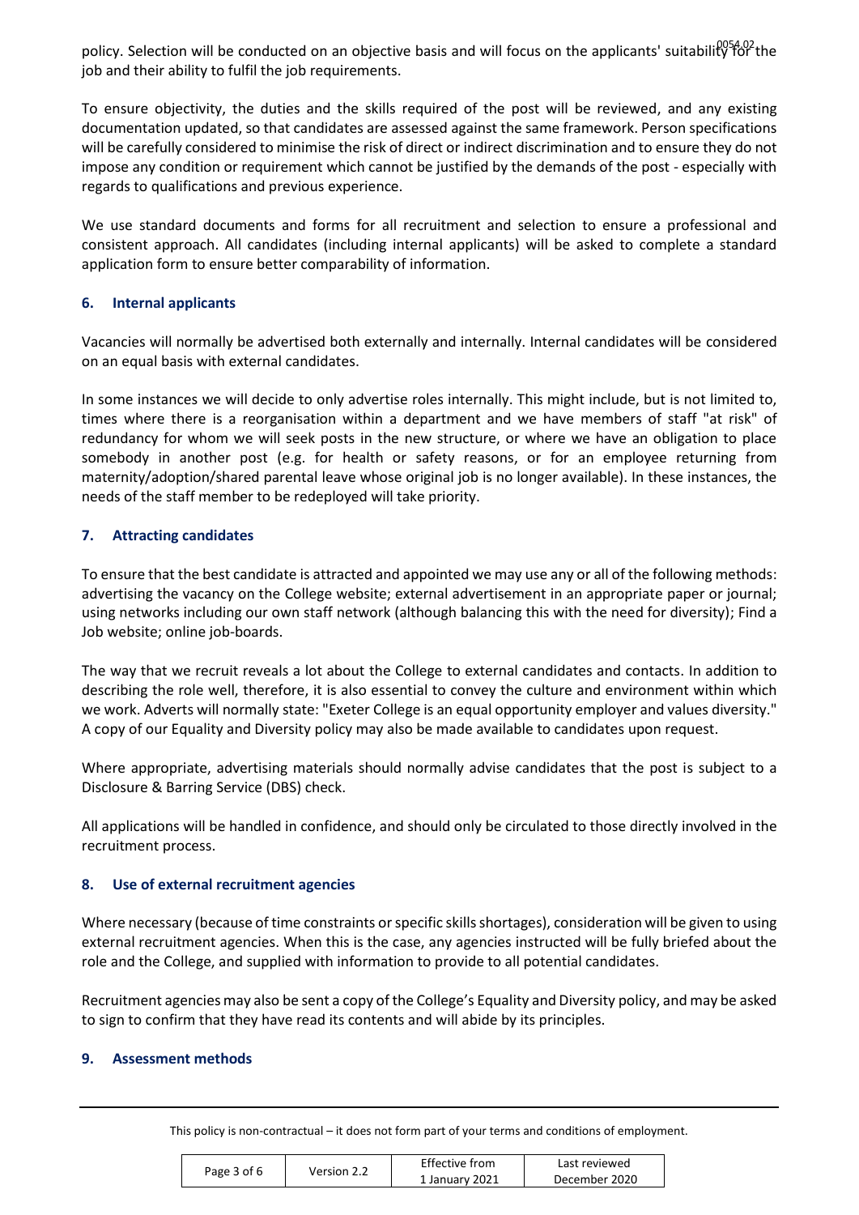policy. Selection will be conducted on an objective basis and will focus on the applicants' suitability for the job and their ability to fulfil the job requirements.

To ensure objectivity, the duties and the skills required of the post will be reviewed, and any existing documentation updated, so that candidates are assessed against the same framework. Person specifications will be carefully considered to minimise the risk of direct or indirect discrimination and to ensure they do not impose any condition or requirement which cannot be justified by the demands of the post - especially with regards to qualifications and previous experience.

We use standard documents and forms for all recruitment and selection to ensure a professional and consistent approach. All candidates (including internal applicants) will be asked to complete a standard application form to ensure better comparability of information.

## 6. Internal applicants

Vacancies will normally be advertised both externally and internally. Internal candidates will be considered on an equal basis with external candidates.

In some instances we will decide to only advertise roles internally. This might include, but is not limited to, times where there is a reorganisation within a department and we have members of staff "at risk" of redundancy for whom we will seek posts in the new structure, or where we have an obligation to place somebody in another post (e.g. for health or safety reasons, or for an employee returning from maternity/adoption/shared parental leave whose original job is no longer available). In these instances, the needs of the staff member to be redeployed will take priority.

## 7. Attracting candidates

To ensure that the best candidate is attracted and appointed we may use any or all of the following methods: advertising the vacancy on the College website; external advertisement in an appropriate paper or journal; using networks including our own staff network (although balancing this with the need for diversity); Find a Job website; online job-boards.

The way that we recruit reveals a lot about the College to external candidates and contacts. In addition to describing the role well, therefore, it is also essential to convey the culture and environment within which we work. Adverts will normally state: "Exeter College is an equal opportunity employer and values diversity." A copy of our Equality and Diversity policy may also be made available to candidates upon request.

Where appropriate, advertising materials should normally advise candidates that the post is subject to a Disclosure & Barring Service (DBS) check.

All applications will be handled in confidence, and should only be circulated to those directly involved in the recruitment process.

## 8. Use of external recruitment agencies

Where necessary (because of time constraints or specific skills shortages), consideration will be given to using external recruitment agencies. When this is the case, any agencies instructed will be fully briefed about the role and the College, and supplied with information to provide to all potential candidates.

Recruitment agencies may also be sent a copy of the College's Equality and Diversity policy, and may be asked to sign to confirm that they have read its contents and will abide by its principles.

## 9. Assessment methods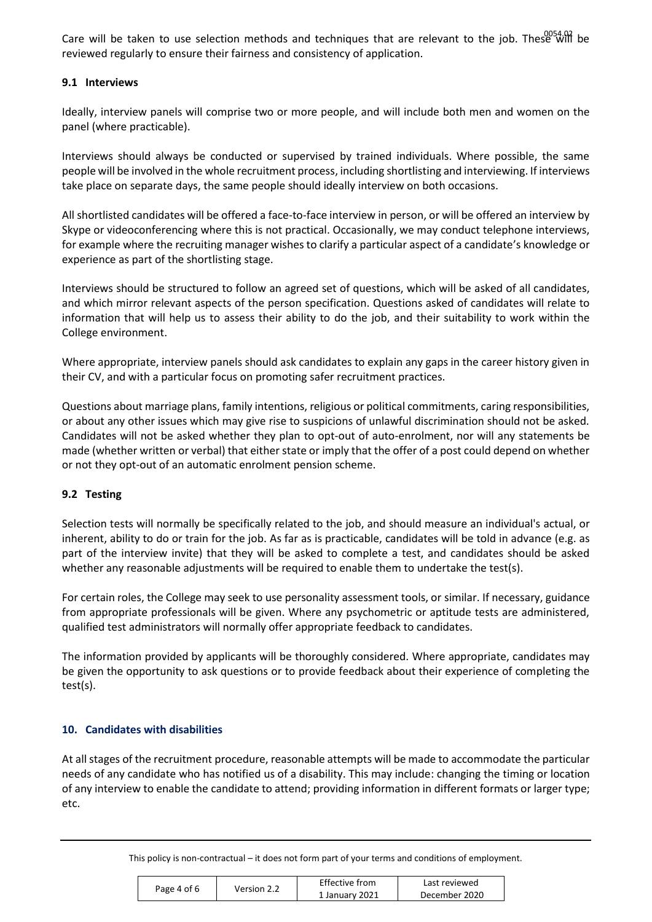Care will be taken to use selection methods and techniques that are relevant to the job. These will be reviewed regularly to ensure their fairness and consistency of application.

### 9.1 Interviews

Ideally, interview panels will comprise two or more people, and will include both men and women on the panel (where practicable).

Interviews should always be conducted or supervised by trained individuals. Where possible, the same people will be involved in the whole recruitment process, including shortlisting and interviewing. If interviews take place on separate days, the same people should ideally interview on both occasions.

All shortlisted candidates will be offered a face-to-face interview in person, or will be offered an interview by Skype or videoconferencing where this is not practical. Occasionally, we may conduct telephone interviews, for example where the recruiting manager wishes to clarify a particular aspect of a candidate's knowledge or experience as part of the shortlisting stage.

Interviews should be structured to follow an agreed set of questions, which will be asked of all candidates, and which mirror relevant aspects of the person specification. Questions asked of candidates will relate to information that will help us to assess their ability to do the job, and their suitability to work within the College environment.

Where appropriate, interview panels should ask candidates to explain any gaps in the career history given in their CV, and with a particular focus on promoting safer recruitment practices.

Questions about marriage plans, family intentions, religious or political commitments, caring responsibilities, or about any other issues which may give rise to suspicions of unlawful discrimination should not be asked. Candidates will not be asked whether they plan to opt-out of auto-enrolment, nor will any statements be made (whether written or verbal) that either state or imply that the offer of a post could depend on whether or not they opt-out of an automatic enrolment pension scheme.

### 9.2 Testing

Selection tests will normally be specifically related to the job, and should measure an individual's actual, or inherent, ability to do or train for the job. As far as is practicable, candidates will be told in advance (e.g. as part of the interview invite) that they will be asked to complete a test, and candidates should be asked whether any reasonable adjustments will be required to enable them to undertake the test(s).

For certain roles, the College may seek to use personality assessment tools, or similar. If necessary, guidance from appropriate professionals will be given. Where any psychometric or aptitude tests are administered, qualified test administrators will normally offer appropriate feedback to candidates.

The information provided by applicants will be thoroughly considered. Where appropriate, candidates may be given the opportunity to ask questions or to provide feedback about their experience of completing the test(s).

## 10. Candidates with disabilities

At all stages of the recruitment procedure, reasonable attempts will be made to accommodate the particular needs of any candidate who has notified us of a disability. This may include: changing the timing or location of any interview to enable the candidate to attend; providing information in different formats or larger type; etc.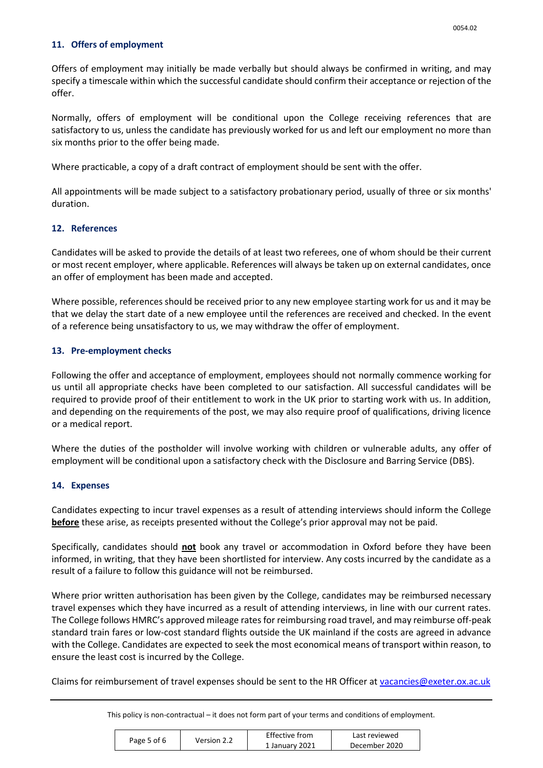## 11. Offers of employment

Offers of employment may initially be made verbally but should always be confirmed in writing, and may specify a timescale within which the successful candidate should confirm their acceptance or rejection of the offer.

Normally, offers of employment will be conditional upon the College receiving references that are satisfactory to us, unless the candidate has previously worked for us and left our employment no more than six months prior to the offer being made.

Where practicable, a copy of a draft contract of employment should be sent with the offer.

All appointments will be made subject to a satisfactory probationary period, usually of three or six months' duration.

## 12. References

Candidates will be asked to provide the details of at least two referees, one of whom should be their current or most recent employer, where applicable. References will always be taken up on external candidates, once an offer of employment has been made and accepted.

Where possible, references should be received prior to any new employee starting work for us and it may be that we delay the start date of a new employee until the references are received and checked. In the event of a reference being unsatisfactory to us, we may withdraw the offer of employment.

## 13. Pre-employment checks

Following the offer and acceptance of employment, employees should not normally commence working for us until all appropriate checks have been completed to our satisfaction. All successful candidates will be required to provide proof of their entitlement to work in the UK prior to starting work with us. In addition, and depending on the requirements of the post, we may also require proof of qualifications, driving licence or a medical report.

Where the duties of the postholder will involve working with children or vulnerable adults, any offer of employment will be conditional upon a satisfactory check with the Disclosure and Barring Service (DBS).

## 14. Expenses

Candidates expecting to incur travel expenses as a result of attending interviews should inform the College **before** these arise, as receipts presented without the College's prior approval may not be paid.

Specifically, candidates should **not** book any travel or accommodation in Oxford before they have been informed, in writing, that they have been shortlisted for interview. Any costs incurred by the candidate as a result of a failure to follow this guidance will not be reimbursed.

Where prior written authorisation has been given by the College, candidates may be reimbursed necessary travel expenses which they have incurred as a result of attending interviews, in line with our current rates. The College follows HMRC's approved mileage rates for reimbursing road travel, and may reimburse off-peak standard train fares or low-cost standard flights outside the UK mainland if the costs are agreed in advance with the College. Candidates are expected to seek the most economical means of transport within reason, to ensure the least cost is incurred by the College.

Claims for reimbursement of travel expenses should be sent to the HR Officer at vacancies@exeter.ox.ac.uk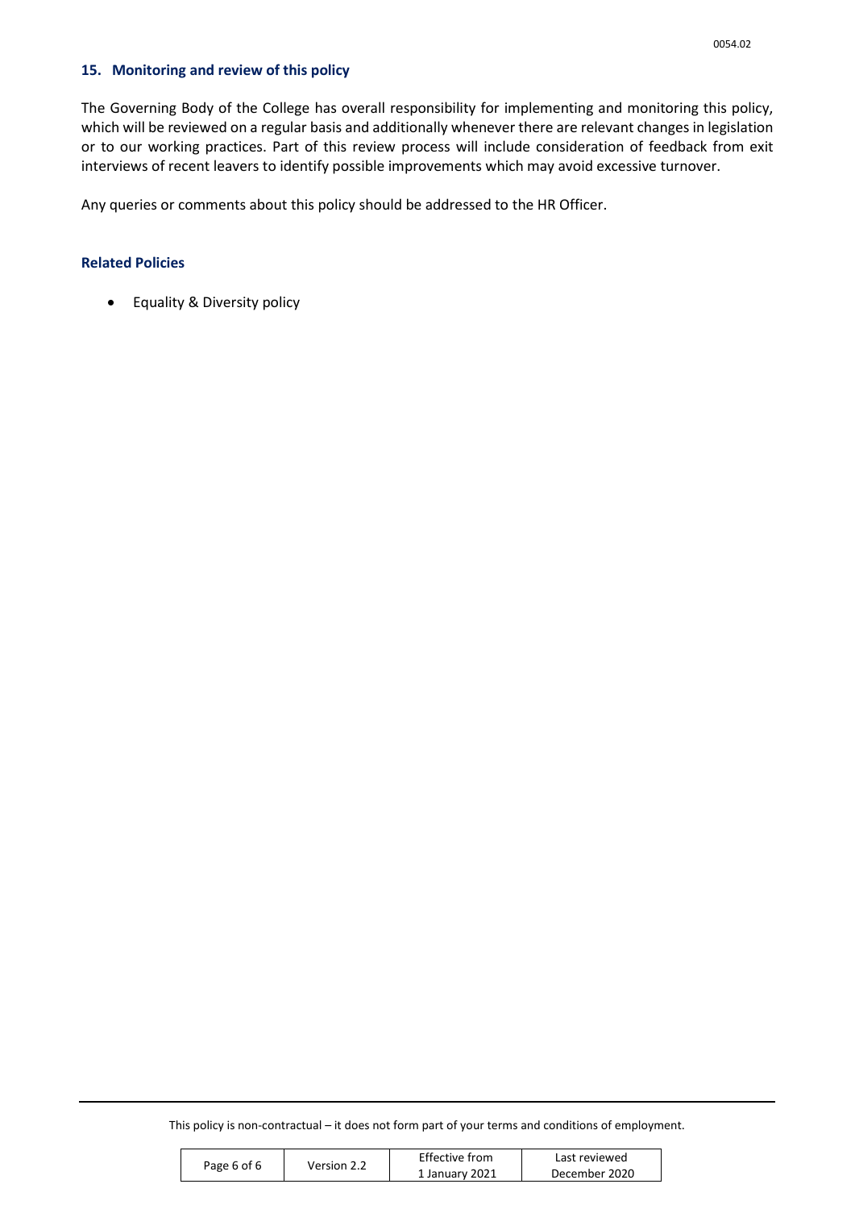## 15. Monitoring and review of this policy

The Governing Body of the College has overall responsibility for implementing and monitoring this policy, which will be reviewed on a regular basis and additionally whenever there are relevant changes in legislation or to our working practices. Part of this review process will include consideration of feedback from exit interviews of recent leavers to identify possible improvements which may avoid excessive turnover.

Any queries or comments about this policy should be addressed to the HR Officer.

### Related Policies

- Equality & Diversity policy